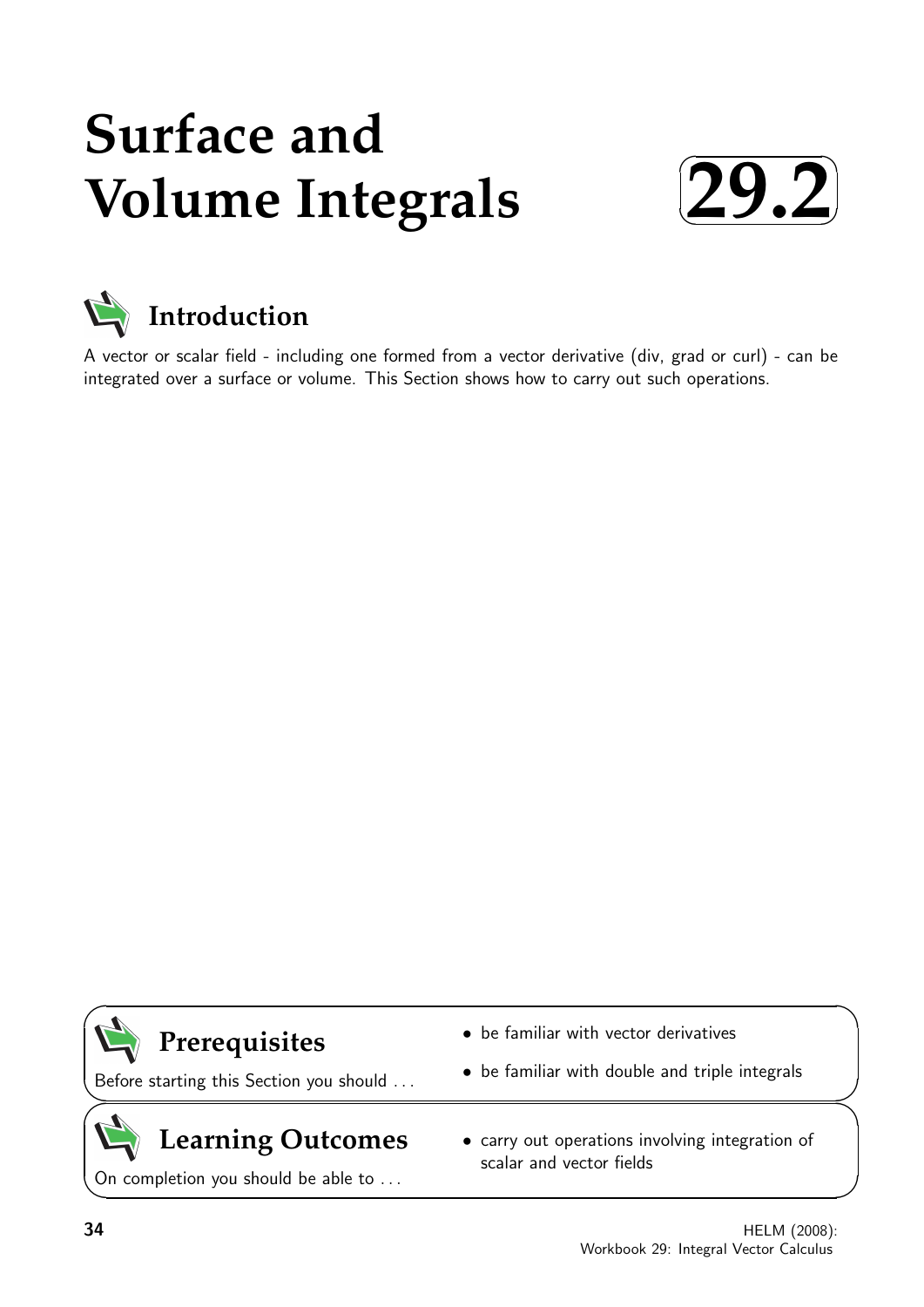# Surface and Volume Integrals

# 29.2

## Introduction

A vector or scalar field - including one formed from a vector derivative (div, grad or curl) - can be integrated over a surface or volume. This Section shows how to carry out such operations.

## Prerequisites

Before starting this Section you should ...

- be familiar with vector derivatives
- be familiar with double and triple integrals

## Learning Outcomes

On completion you should be able to ...

- carry out operations involving integration of scalar and vector fields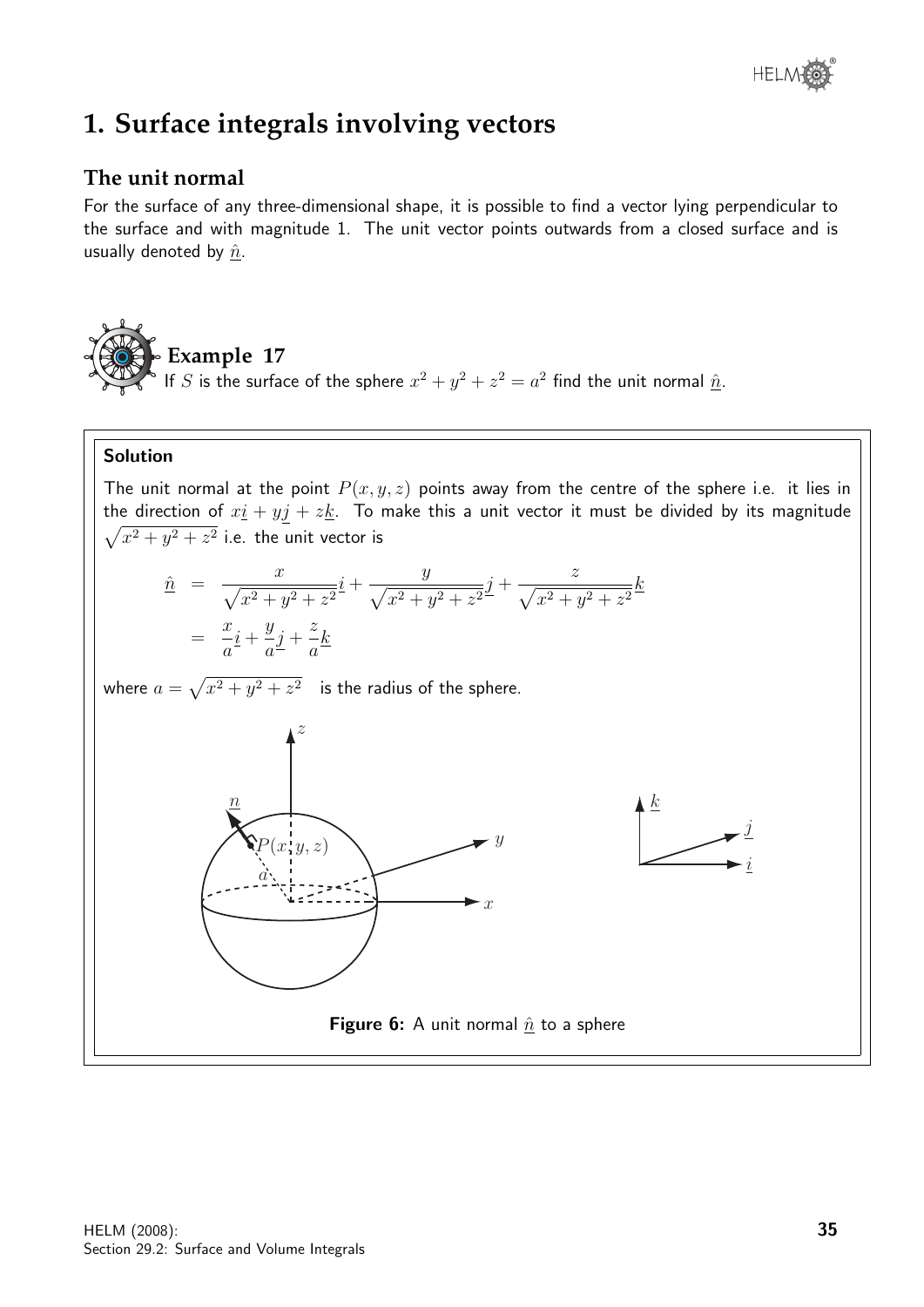# 1. Surface integrals involving vectors

## The unit normal

For the surface of any three-dimensional shape, it is possible to find a vector lying perpendicular to the surface and with magnitude 1. The unit vector points outwards from a closed surface and is usually denoted by $\hat{\underline{n}}$.

### Example 17

If $S$ is the surface of the sphere $x^2 + y^2 + z^2 = a^2$ find the unit normal $\hat{\underline{n}}$.

**Solution**

The unit normal at the point $P(x, y, z)$ points away from the centre of the sphere i.e. it lies in the direction of $x\underline{i} + y\underline{j} + z\underline{k}$. To make this a unit vector it must be divided by its magnitude $\sqrt{x^2 + y^2 + z^2}$ i.e. the unit vector is

$$\begin{aligned}
\hat{\underline{n}} &= \frac{x}{\sqrt{x^2+y^2+z^2}}\underline{i} + \frac{y}{\sqrt{x^2+y^2+z^2}}\underline{j} + \frac{z}{\sqrt{x^2+y^2+z^2}}\underline{k} \\
&= \frac{x}{a}\underline{i} + \frac{y}{a}\underline{j} + \frac{z}{a}\underline{k}
\end{aligned}$$

where $a = \sqrt{x^2 + y^2 + z^2}$ is the radius of the sphere.

**Figure 6:** A unit normal $\hat{\underline{n}}$ to a sphere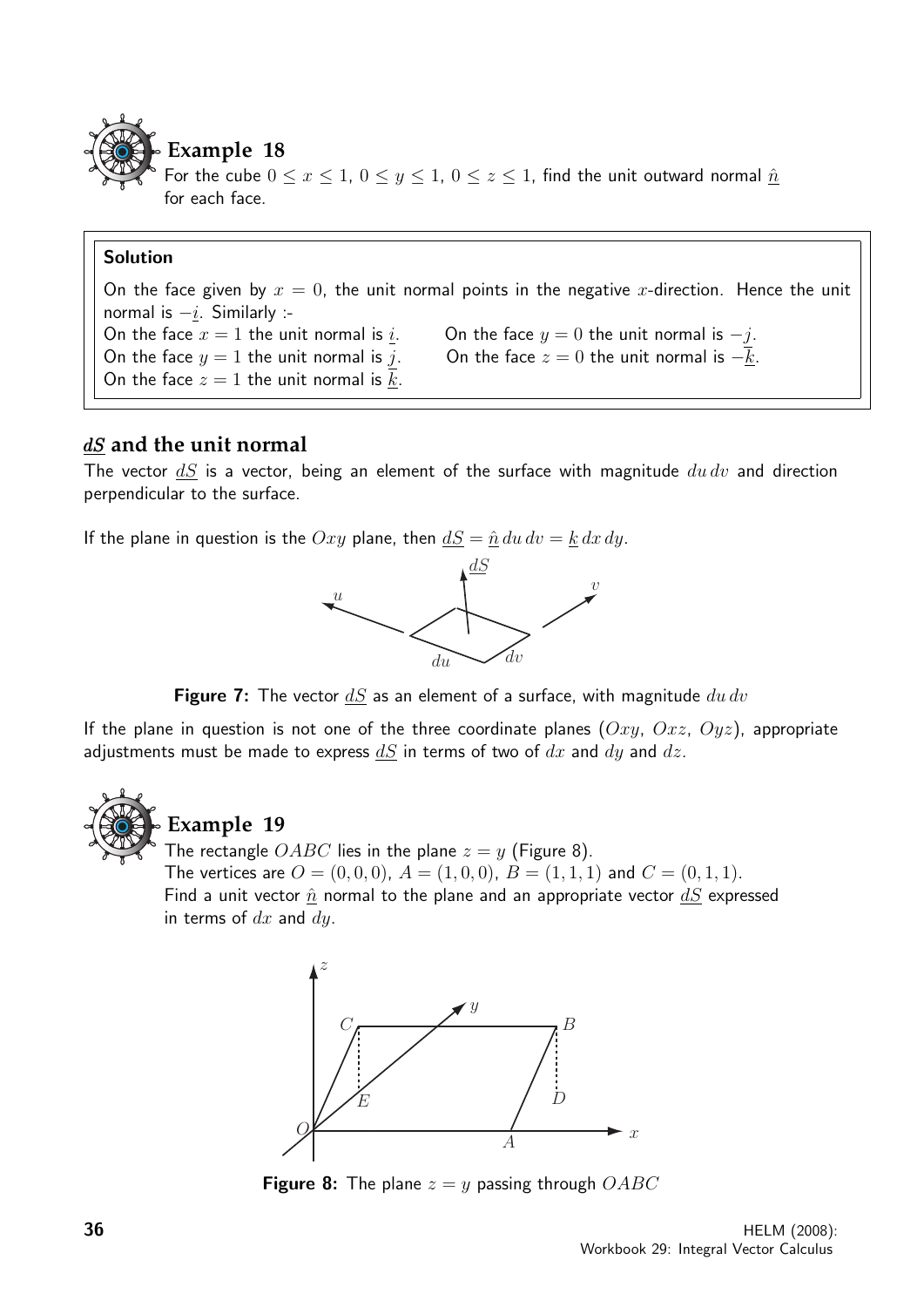## Example 18

For the cube $0 \leq x \leq 1$, $0 \leq y \leq 1$, $0 \leq z \leq 1$, find the unit outward normal $\underline{\hat{n}}$ for each face.

**Solution**

On the face given by $x = 0$, the unit normal points in the negative $x$-direction. Hence the unit normal is $-\underline{i}$. Similarly :-

On the face $x = 1$ the unit normal is $\underline{i}$. On the face $y = 0$ the unit normal is $-\underline{j}$.

On the face $y = 1$ the unit normal is $\underline{j}$. On the face $z = 0$ the unit normal is $-\underline{k}$.

On the face $z = 1$ the unit normal is $\underline{k}$.

## $\underline{dS}$ and the unit normal

The vector $\underline{dS}$ is a vector, being an element of the surface with magnitude $du\,dv$ and direction perpendicular to the surface.

If the plane in question is the $Oxy$ plane, then $\underline{dS} = \underline{\hat{n}}\,du\,dv = \underline{k}\,dx\,dy$.

**Figure 7:** The vector $\underline{dS}$ as an element of a surface, with magnitude $du\,dv$

If the plane in question is not one of the three coordinate planes ($Oxy$, $Oxz$, $Oyz$), appropriate adjustments must be made to express $\underline{dS}$ in terms of two of $dx$ and $dy$ and $dz$.

## Example 19

The rectangle $OABC$ lies in the plane $z = y$ (Figure 8).

The vertices are $O = (0, 0, 0)$, $A = (1, 0, 0)$, $B = (1, 1, 1)$ and $C = (0, 1, 1)$.

Find a unit vector $\underline{\hat{n}}$ normal to the plane and an appropriate vector $\underline{dS}$ expressed in terms of $dx$ and $dy$.

**Figure 8:** The plane $z = y$ passing through $OABC$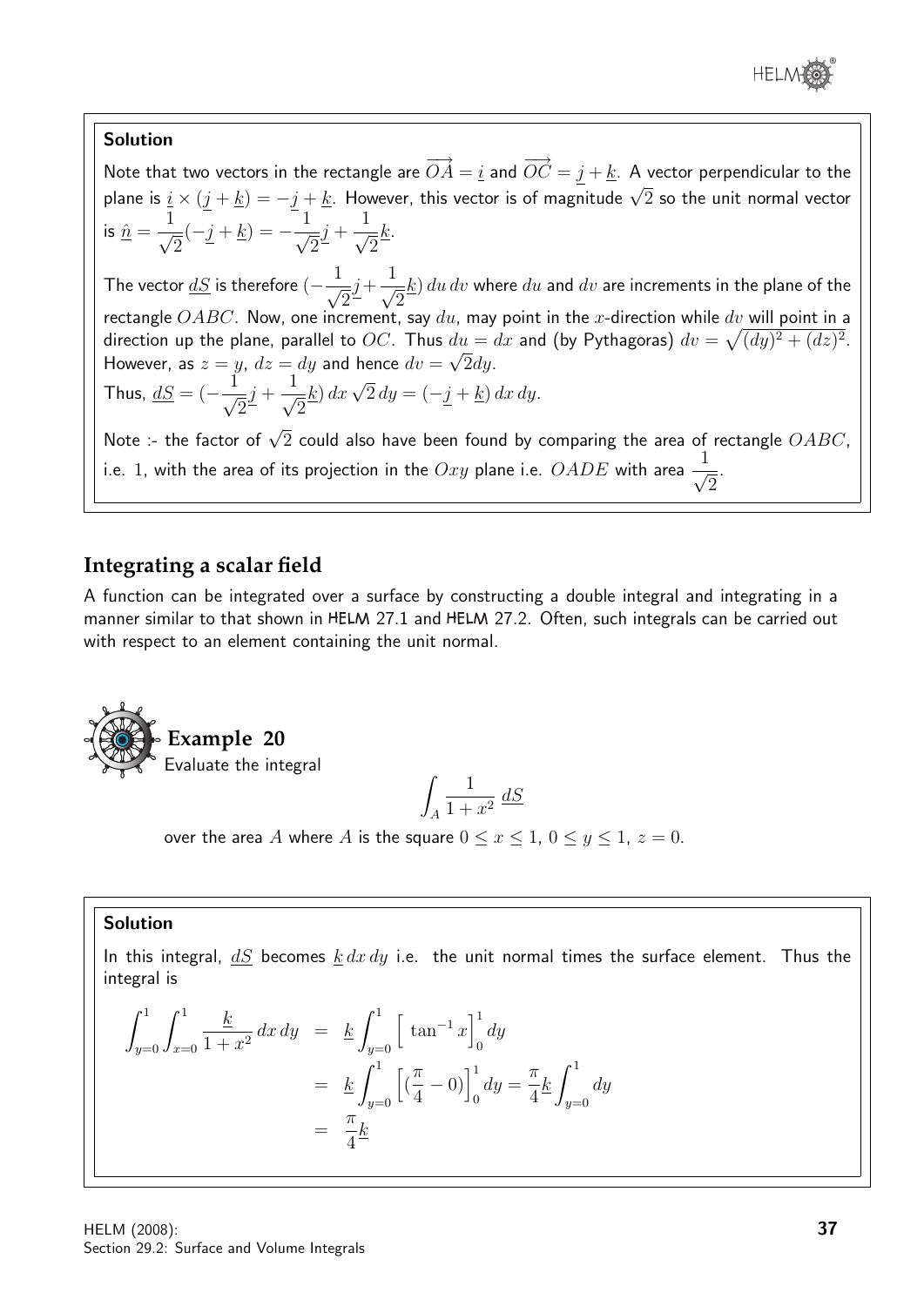**Solution**

Note that two vectors in the rectangle are $\overrightarrow{OA} = \underline{i}$ and $\overrightarrow{OC} = \underline{j} + \underline{k}$. A vector perpendicular to the plane is $\underline{i} \times (\underline{j} + \underline{k}) = -\underline{j} + \underline{k}$. However, this vector is of magnitude $\sqrt{2}$ so the unit normal vector is $\hat{\underline{n}} = \dfrac{1}{\sqrt{2}}(-\underline{j} + \underline{k}) = -\dfrac{1}{\sqrt{2}}\underline{j} + \dfrac{1}{\sqrt{2}}\underline{k}$.

The vector $\underline{dS}$ is therefore $(-\dfrac{1}{\sqrt{2}}\underline{j} + \dfrac{1}{\sqrt{2}}\underline{k})\, du\, dv$ where $du$ and $dv$ are increments in the plane of the rectangle $OABC$. Now, one increment, say $du$, may point in the $x$-direction while $dv$ will point in a direction up the plane, parallel to $OC$. Thus $du = dx$ and (by Pythagoras) $dv = \sqrt{(dy)^2 + (dz)^2}$. However, as $z = y$, $dz = dy$ and hence $dv = \sqrt{2}dy$.

Thus, $\underline{dS} = (-\dfrac{1}{\sqrt{2}}\underline{j} + \dfrac{1}{\sqrt{2}}\underline{k})\, dx\, \sqrt{2}\, dy = (-\underline{j} + \underline{k})\, dx\, dy$.

Note :- the factor of $\sqrt{2}$ could also have been found by comparing the area of rectangle $OABC$, i.e. 1, with the area of its projection in the $Oxy$ plane i.e. $OADE$ with area $\dfrac{1}{\sqrt{2}}$.

## Integrating a scalar field

A function can be integrated over a surface by constructing a double integral and integrating in a manner similar to that shown in HELM 27.1 and HELM 27.2. Often, such integrals can be carried out with respect to an element containing the unit normal.

**Example 20**

Evaluate the integral

$$\int_A \frac{1}{1+x^2}\, \underline{dS}$$

over the area $A$ where $A$ is the square $0 \leq x \leq 1$, $0 \leq y \leq 1$, $z = 0$.

**Solution**

In this integral, $\underline{dS}$ becomes $\underline{k}\, dx\, dy$ i.e. the unit normal times the surface element. Thus the integral is

$$\begin{aligned}
\int_{y=0}^{1}\int_{x=0}^{1} \frac{\underline{k}}{1+x^2}\, dx\, dy &= \underline{k}\int_{y=0}^{1} \Big[\tan^{-1} x\Big]_0^1 dy \\
&= \underline{k}\int_{y=0}^{1} \Big[(\frac{\pi}{4} - 0)\Big]_0^1 dy = \frac{\pi}{4}\underline{k}\int_{y=0}^{1} dy \\
&= \frac{\pi}{4}\underline{k}
\end{aligned}$$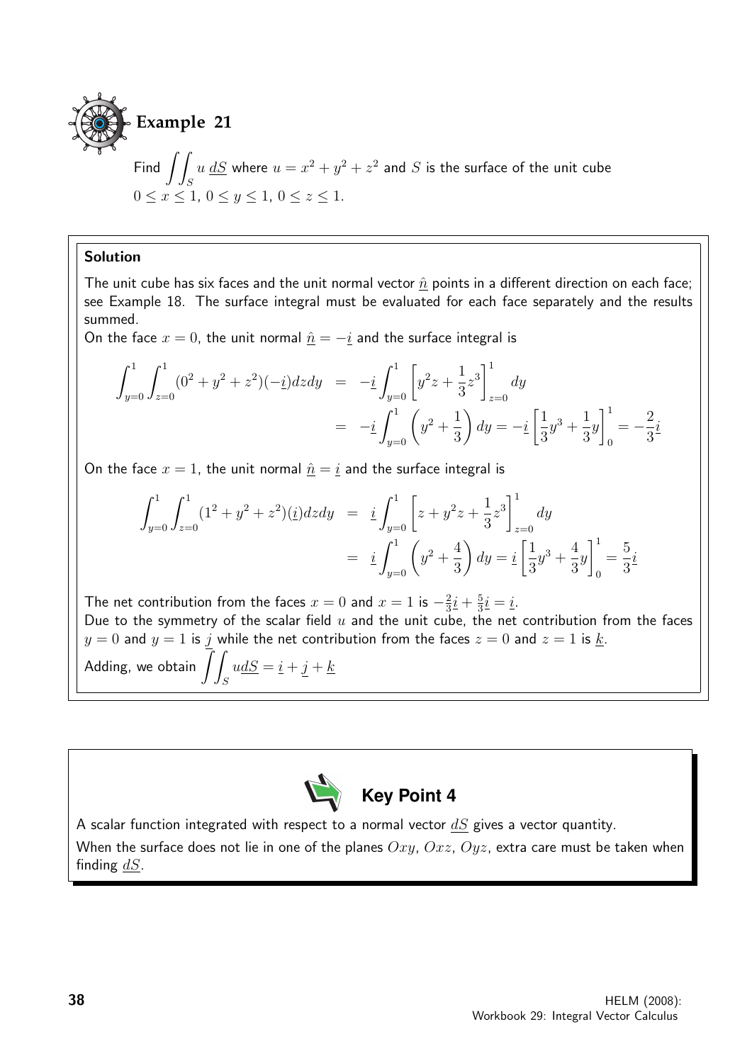## Example 21

Find $\iint_S u\, \underline{dS}$ where $u = x^2 + y^2 + z^2$ and $S$ is the surface of the unit cube $0 \leq x \leq 1$, $0 \leq y \leq 1$, $0 \leq z \leq 1$.

### Solution

The unit cube has six faces and the unit normal vector $\hat{\underline{n}}$ points in a different direction on each face; see Example 18. The surface integral must be evaluated for each face separately and the results summed.

On the face $x = 0$, the unit normal $\hat{\underline{n}} = -\underline{i}$ and the surface integral is

$$\begin{aligned}
\int_{y=0}^{1}\int_{z=0}^{1}(0^2 + y^2 + z^2)(-\underline{i})dzdy &= -\underline{i}\int_{y=0}^{1}\left[y^2 z + \frac{1}{3}z^3\right]_{z=0}^{1} dy \\
&= -\underline{i}\int_{y=0}^{1}\left(y^2 + \frac{1}{3}\right)dy = -\underline{i}\left[\frac{1}{3}y^3 + \frac{1}{3}y\right]_0^1 = -\frac{2}{3}\underline{i}
\end{aligned}$$

On the face $x = 1$, the unit normal $\hat{\underline{n}} = \underline{i}$ and the surface integral is

$$\begin{aligned}
\int_{y=0}^{1}\int_{z=0}^{1}(1^2 + y^2 + z^2)(\underline{i})dzdy &= \underline{i}\int_{y=0}^{1}\left[z + y^2 z + \frac{1}{3}z^3\right]_{z=0}^{1} dy \\
&= \underline{i}\int_{y=0}^{1}\left(y^2 + \frac{4}{3}\right)dy = \underline{i}\left[\frac{1}{3}y^3 + \frac{4}{3}y\right]_0^1 = \frac{5}{3}\underline{i}
\end{aligned}$$

The net contribution from the faces $x = 0$ and $x = 1$ is $-\frac{2}{3}\underline{i} + \frac{5}{3}\underline{i} = \underline{i}$.

Due to the symmetry of the scalar field $u$ and the unit cube, the net contribution from the faces $y = 0$ and $y = 1$ is $\underline{j}$ while the net contribution from the faces $z = 0$ and $z = 1$ is $\underline{k}$.

Adding, we obtain $\iint_S u\underline{dS} = \underline{i} + \underline{j} + \underline{k}$

**Key Point 4**

A scalar function integrated with respect to a normal vector $\underline{dS}$ gives a vector quantity.

When the surface does not lie in one of the planes $Oxy$, $Oxz$, $Oyz$, extra care must be taken when finding $\underline{dS}$.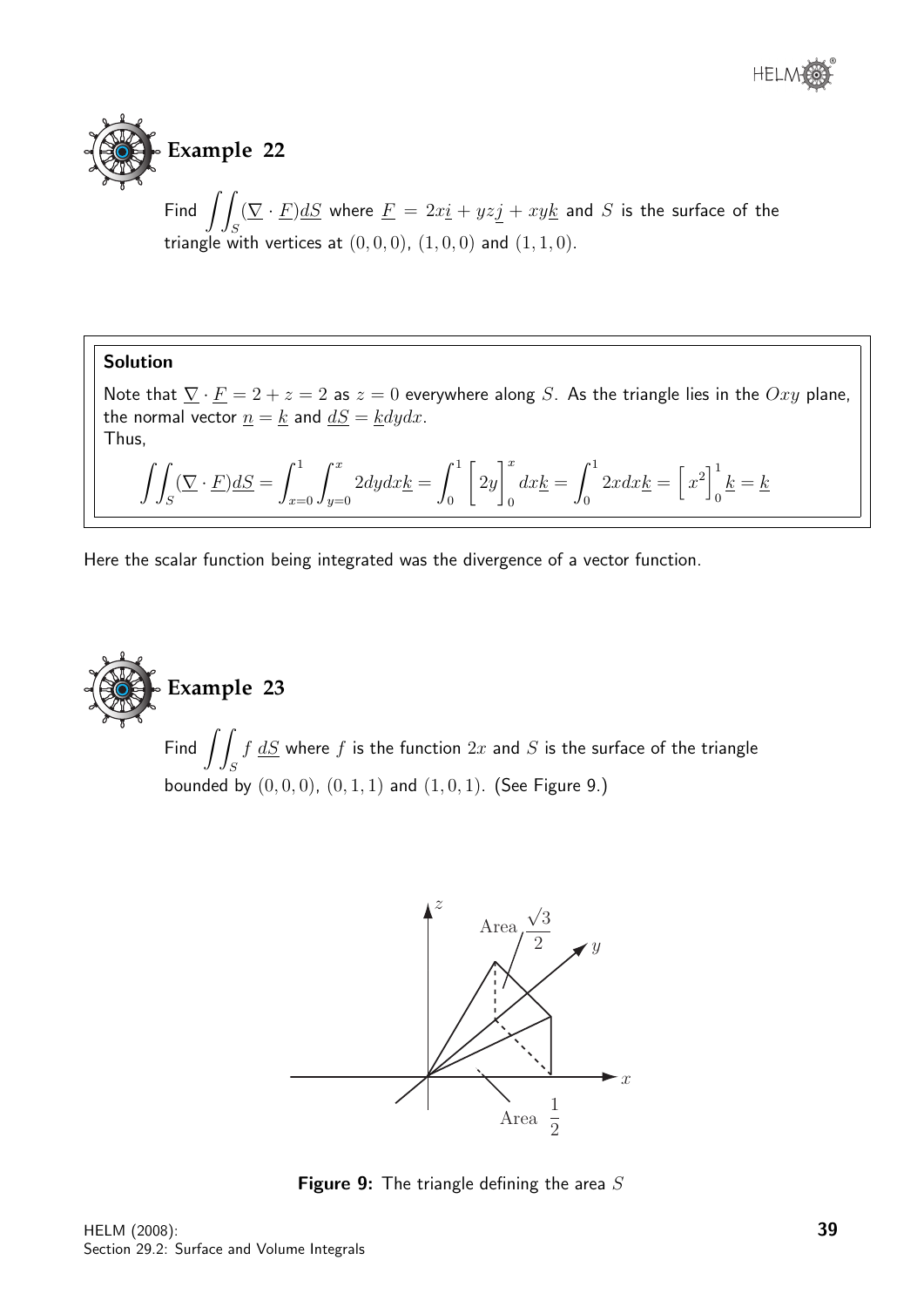## Example 22

Find $\displaystyle\iint_S (\underline{\nabla} \cdot \underline{F}) \underline{dS}$ where $\underline{F} = 2x\underline{i} + yz\underline{j} + xy\underline{k}$ and $S$ is the surface of the triangle with vertices at $(0,0,0)$, $(1,0,0)$ and $(1,1,0)$.

**Solution**

Note that $\underline{\nabla} \cdot \underline{F} = 2 + z = 2$ as $z = 0$ everywhere along $S$. As the triangle lies in the $Oxy$ plane, the normal vector $\underline{n} = \underline{k}$ and $\underline{dS} = \underline{k}dydx$.

Thus,

$$\iint_S (\underline{\nabla} \cdot \underline{F}) \underline{dS} = \int_{x=0}^{1} \int_{y=0}^{x} 2dydx\underline{k} = \int_0^1 \Big[2y\Big]_0^x dx\underline{k} = \int_0^1 2xdx\underline{k} = \Big[x^2\Big]_0^1 \underline{k} = \underline{k}$$

Here the scalar function being integrated was the divergence of a vector function.

## Example 23

Find $\displaystyle\iint_S f \, \underline{dS}$ where $f$ is the function $2x$ and $S$ is the surface of the triangle bounded by $(0,0,0)$, $(0,1,1)$ and $(1,0,1)$. (See Figure 9.)

**Figure 9:** The triangle defining the area $S$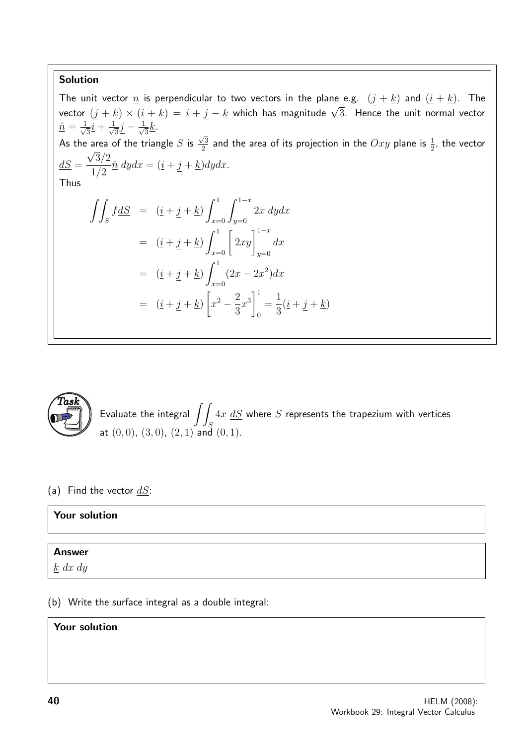**Solution**

The unit vector $\underline{n}$ is perpendicular to two vectors in the plane e.g. $(\underline{j}+\underline{k})$ and $(\underline{i}+\underline{k})$. The vector $(\underline{j}+\underline{k})\times(\underline{i}+\underline{k}) = \underline{i}+\underline{j}-\underline{k}$ which has magnitude $\sqrt{3}$. Hence the unit normal vector $\hat{\underline{n}} = \frac{1}{\sqrt{3}}\underline{i}+\frac{1}{\sqrt{3}}\underline{j}-\frac{1}{\sqrt{3}}\underline{k}$.

As the area of the triangle $S$ is $\frac{\sqrt{3}}{2}$ and the area of its projection in the $Oxy$ plane is $\frac{1}{2}$, the vector $\underline{dS} = \dfrac{\sqrt{3}/2}{1/2}\hat{\underline{n}}\, dydx = (\underline{i}+\underline{j}+\underline{k})dydx$.

Thus

$$
\begin{aligned}
\iint_S f\underline{dS} &= (\underline{i}+\underline{j}+\underline{k})\int_{x=0}^{1}\int_{y=0}^{1-x} 2x\, dydx \\
&= (\underline{i}+\underline{j}+\underline{k})\int_{x=0}^{1}\left[2xy\right]_{y=0}^{1-x} dx \\
&= (\underline{i}+\underline{j}+\underline{k})\int_{x=0}^{1}(2x-2x^2)dx \\
&= (\underline{i}+\underline{j}+\underline{k})\left[x^2-\frac{2}{3}x^3\right]_0^1 = \frac{1}{3}(\underline{i}+\underline{j}+\underline{k})
\end{aligned}
$$

**Task**

Evaluate the integral $\displaystyle\iint_S 4x\ \underline{dS}$ where $S$ represents the trapezium with vertices at $(0,0)$, $(3,0)$, $(2,1)$ and $(0,1)$.

(a) Find the vector $\underline{dS}$:

**Your solution**

**Answer**

$\underline{k}\ dx\ dy$

(b) Write the surface integral as a double integral:

**Your solution**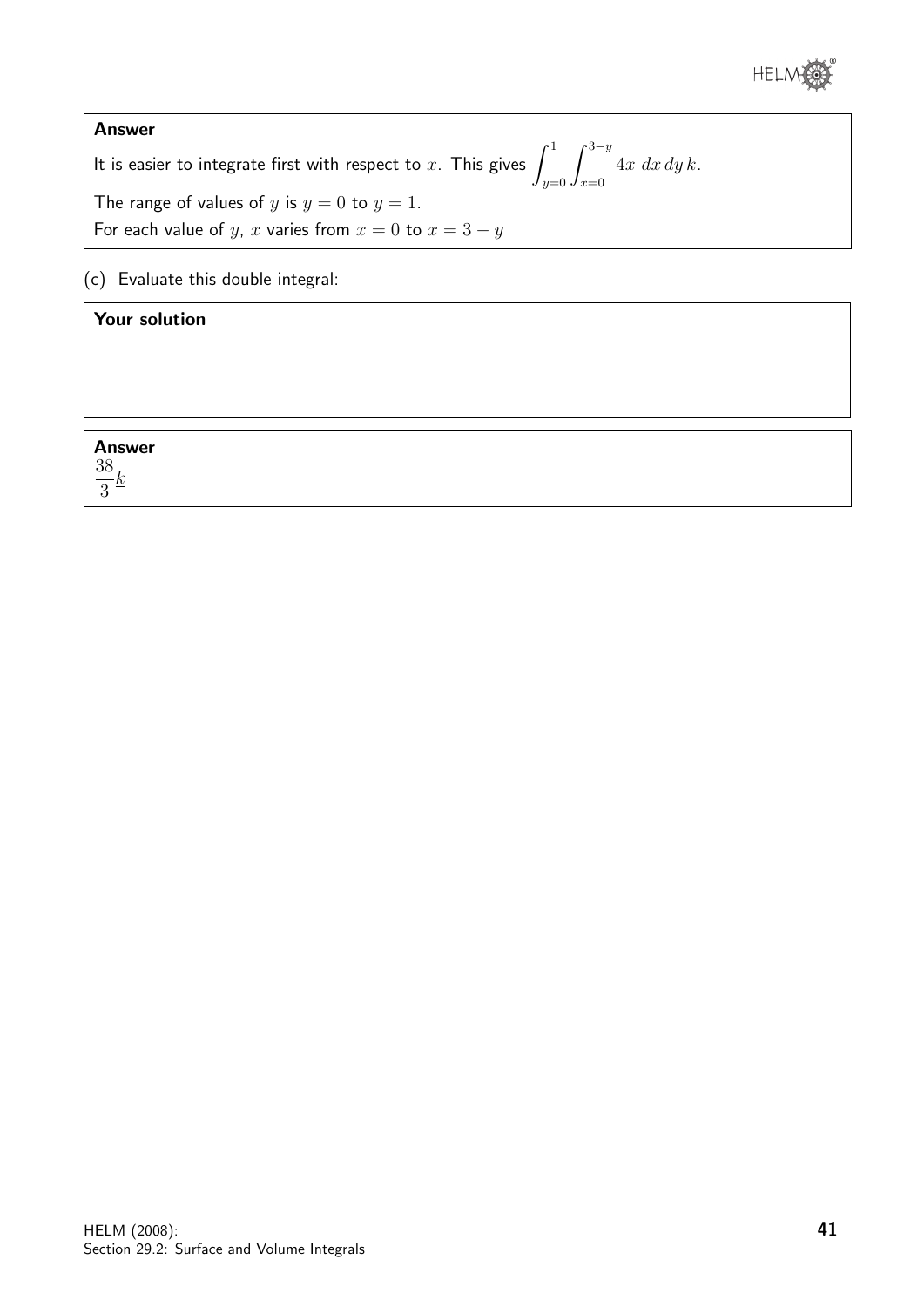**Answer**

It is easier to integrate first with respect to $x$. This gives $\displaystyle\int_{y=0}^{1}\int_{x=0}^{3-y} 4x \; dx\, dy\, \underline{k}$.

The range of values of $y$ is $y = 0$ to $y = 1$.

For each value of $y$, $x$ varies from $x = 0$ to $x = 3 - y$

(c) Evaluate this double integral:

**Your solution**

**Answer**

$\dfrac{38}{3}\underline{k}$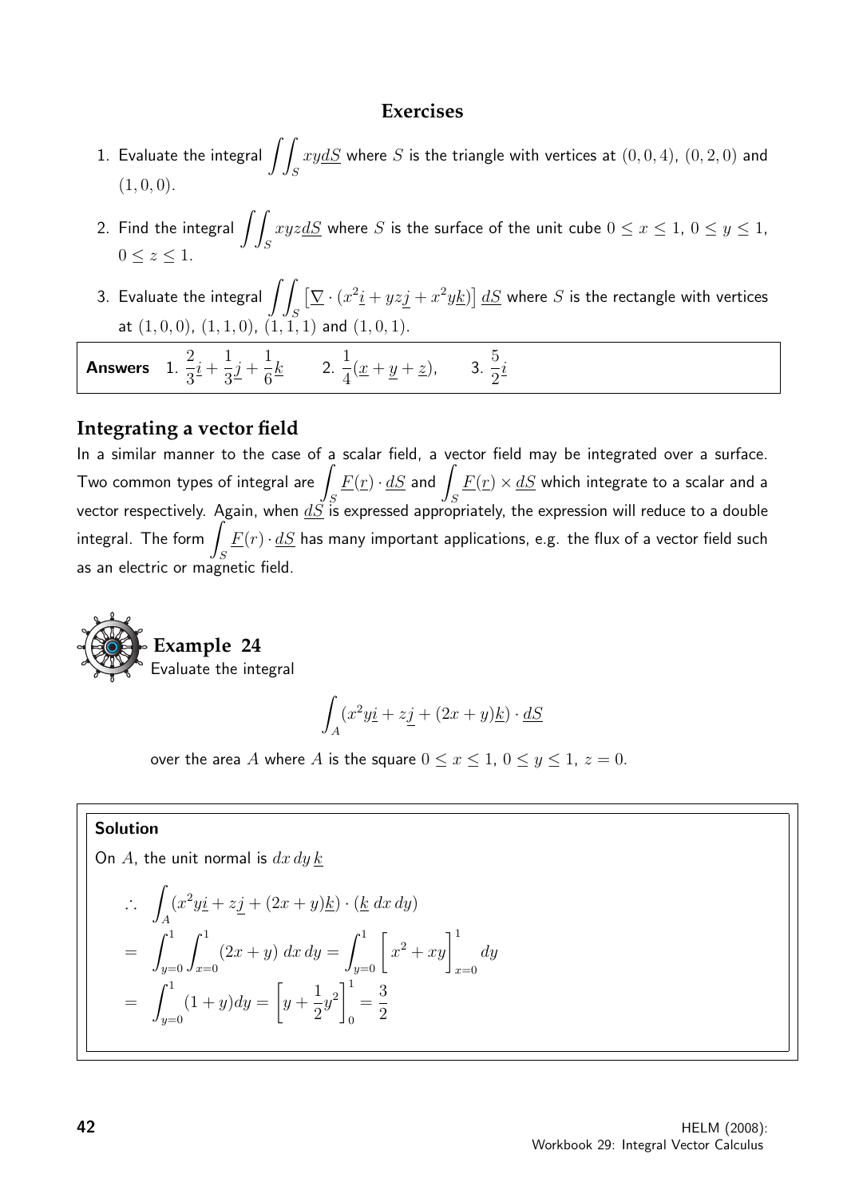## Exercises

1. Evaluate the integral $\displaystyle\iint_S xy\underline{dS}$ where $S$ is the triangle with vertices at $(0,0,4)$, $(0,2,0)$ and $(1,0,0)$.

2. Find the integral $\displaystyle\iint_S xyz\underline{dS}$ where $S$ is the surface of the unit cube $0 \leq x \leq 1$, $0 \leq y \leq 1$, $0 \leq z \leq 1$.

3. Evaluate the integral $\displaystyle\iint_S \left[\underline{\nabla}\cdot(x^2\underline{i} + yz\underline{j} + x^2y\underline{k})\right]\underline{dS}$ where $S$ is the rectangle with vertices at $(1,0,0)$, $(1,1,0)$, $(1,1,1)$ and $(1,0,1)$.

**Answers** 1. $\dfrac{2}{3}\underline{i} + \dfrac{1}{3}\underline{j} + \dfrac{1}{6}\underline{k}$ 2. $\dfrac{1}{4}(\underline{x} + \underline{y} + \underline{z})$, 3. $\dfrac{5}{2}\underline{i}$

## Integrating a vector field

In a similar manner to the case of a scalar field, a vector field may be integrated over a surface. Two common types of integral are $\displaystyle\int_S \underline{F}(\underline{r})\cdot\underline{dS}$ and $\displaystyle\int_S \underline{F}(\underline{r})\times\underline{dS}$ which integrate to a scalar and a vector respectively. Again, when $\underline{dS}$ is expressed appropriately, the expression will reduce to a double integral. The form $\displaystyle\int_S \underline{F}(r)\cdot\underline{dS}$ has many important applications, e.g. the flux of a vector field such as an electric or magnetic field.

### Example 24

Evaluate the integral

$$\int_A (x^2y\underline{i} + z\underline{j} + (2x+y)\underline{k})\cdot\underline{dS}$$

over the area $A$ where $A$ is the square $0 \leq x \leq 1$, $0 \leq y \leq 1$, $z = 0$.

**Solution**

On $A$, the unit normal is $dx\,dy\,\underline{k}$

$$\begin{aligned}
\therefore \quad & \int_A (x^2y\underline{i} + z\underline{j} + (2x+y)\underline{k})\cdot(\underline{k}\;dx\,dy) \\
= \quad & \int_{y=0}^{1}\int_{x=0}^{1}(2x+y)\;dx\,dy = \int_{y=0}^{1}\left[x^2 + xy\right]_{x=0}^{1} dy \\
= \quad & \int_{y=0}^{1}(1+y)dy = \left[y + \frac{1}{2}y^2\right]_0^1 = \frac{3}{2}
\end{aligned}$$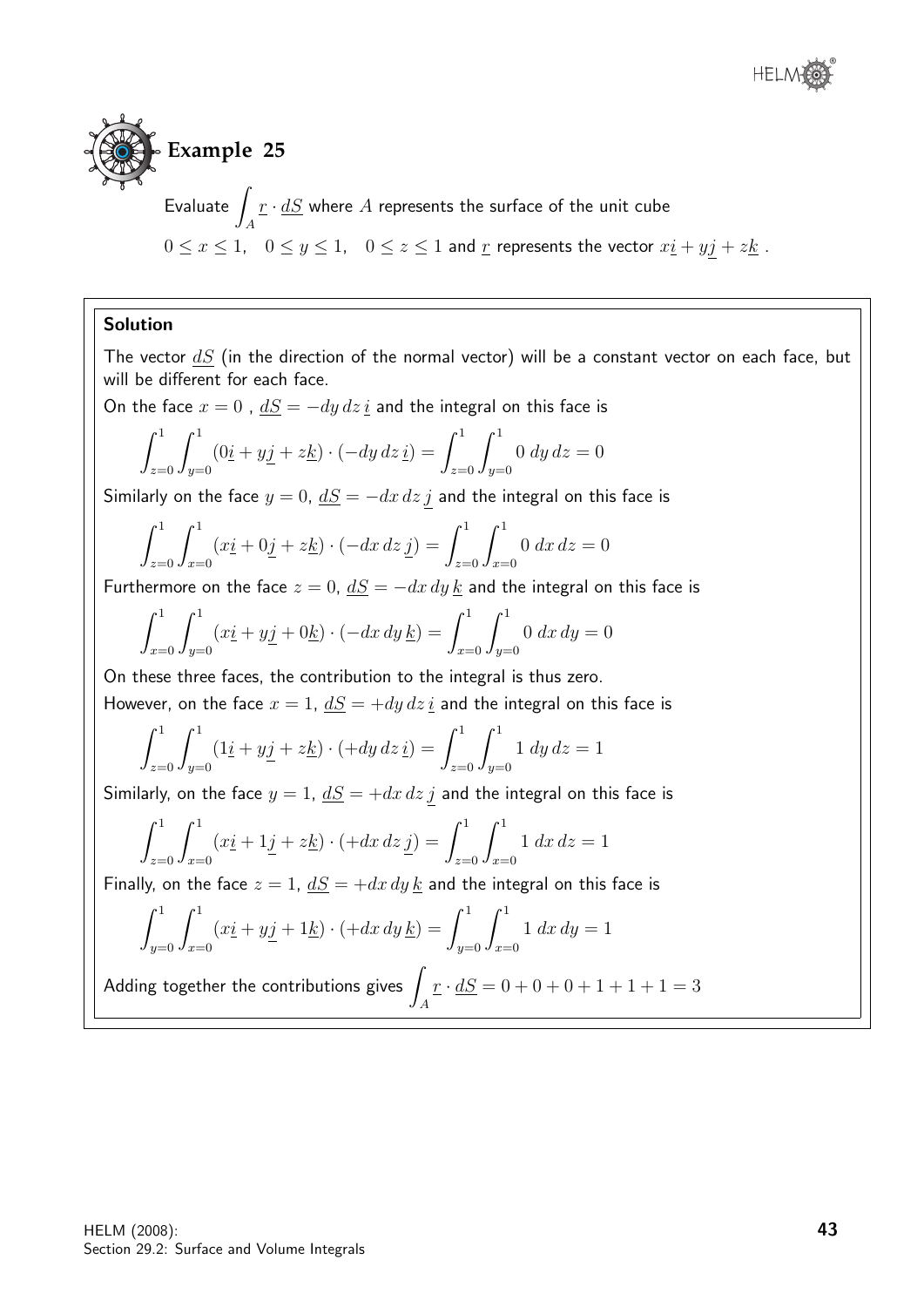## Example 25

Evaluate $\int_A \underline{r} \cdot \underline{dS}$ where $A$ represents the surface of the unit cube

$0 \leq x \leq 1, \quad 0 \leq y \leq 1, \quad 0 \leq z \leq 1$ and $\underline{r}$ represents the vector $x\underline{i} + y\underline{j} + z\underline{k}$ .

### Solution

The vector $\underline{dS}$ (in the direction of the normal vector) will be a constant vector on each face, but will be different for each face.

On the face $x = 0$ , $\underline{dS} = -dy\,dz\,\underline{i}$ and the integral on this face is

$$\int_{z=0}^{1}\int_{y=0}^{1}(0\underline{i} + y\underline{j} + z\underline{k}) \cdot (-dy\,dz\,\underline{i}) = \int_{z=0}^{1}\int_{y=0}^{1} 0\;dy\,dz = 0$$

Similarly on the face $y = 0$, $\underline{dS} = -dx\,dz\,\underline{j}$ and the integral on this face is

$$\int_{z=0}^{1}\int_{x=0}^{1}(x\underline{i} + 0\underline{j} + z\underline{k}) \cdot (-dx\,dz\,\underline{j}) = \int_{z=0}^{1}\int_{x=0}^{1} 0\;dx\,dz = 0$$

Furthermore on the face $z = 0$, $\underline{dS} = -dx\,dy\,\underline{k}$ and the integral on this face is

$$\int_{x=0}^{1}\int_{y=0}^{1}(x\underline{i} + y\underline{j} + 0\underline{k}) \cdot (-dx\,dy\,\underline{k}) = \int_{x=0}^{1}\int_{y=0}^{1} 0\;dx\,dy = 0$$

On these three faces, the contribution to the integral is thus zero.

However, on the face $x = 1$, $\underline{dS} = +dy\,dz\,\underline{i}$ and the integral on this face is

$$\int_{z=0}^{1}\int_{y=0}^{1}(1\underline{i} + y\underline{j} + z\underline{k}) \cdot (+dy\,dz\,\underline{i}) = \int_{z=0}^{1}\int_{y=0}^{1} 1\;dy\,dz = 1$$

Similarly, on the face $y = 1$, $\underline{dS} = +dx\,dz\,\underline{j}$ and the integral on this face is

$$\int_{z=0}^{1}\int_{x=0}^{1}(x\underline{i} + 1\underline{j} + z\underline{k}) \cdot (+dx\,dz\,\underline{j}) = \int_{z=0}^{1}\int_{x=0}^{1} 1\;dx\,dz = 1$$

Finally, on the face $z = 1$, $\underline{dS} = +dx\,dy\,\underline{k}$ and the integral on this face is

$$\int_{y=0}^{1}\int_{x=0}^{1}(x\underline{i} + y\underline{j} + 1\underline{k}) \cdot (+dx\,dy\,\underline{k}) = \int_{y=0}^{1}\int_{x=0}^{1} 1\;dx\,dy = 1$$

Adding together the contributions gives $\int_A \underline{r} \cdot \underline{dS} = 0 + 0 + 0 + 1 + 1 + 1 = 3$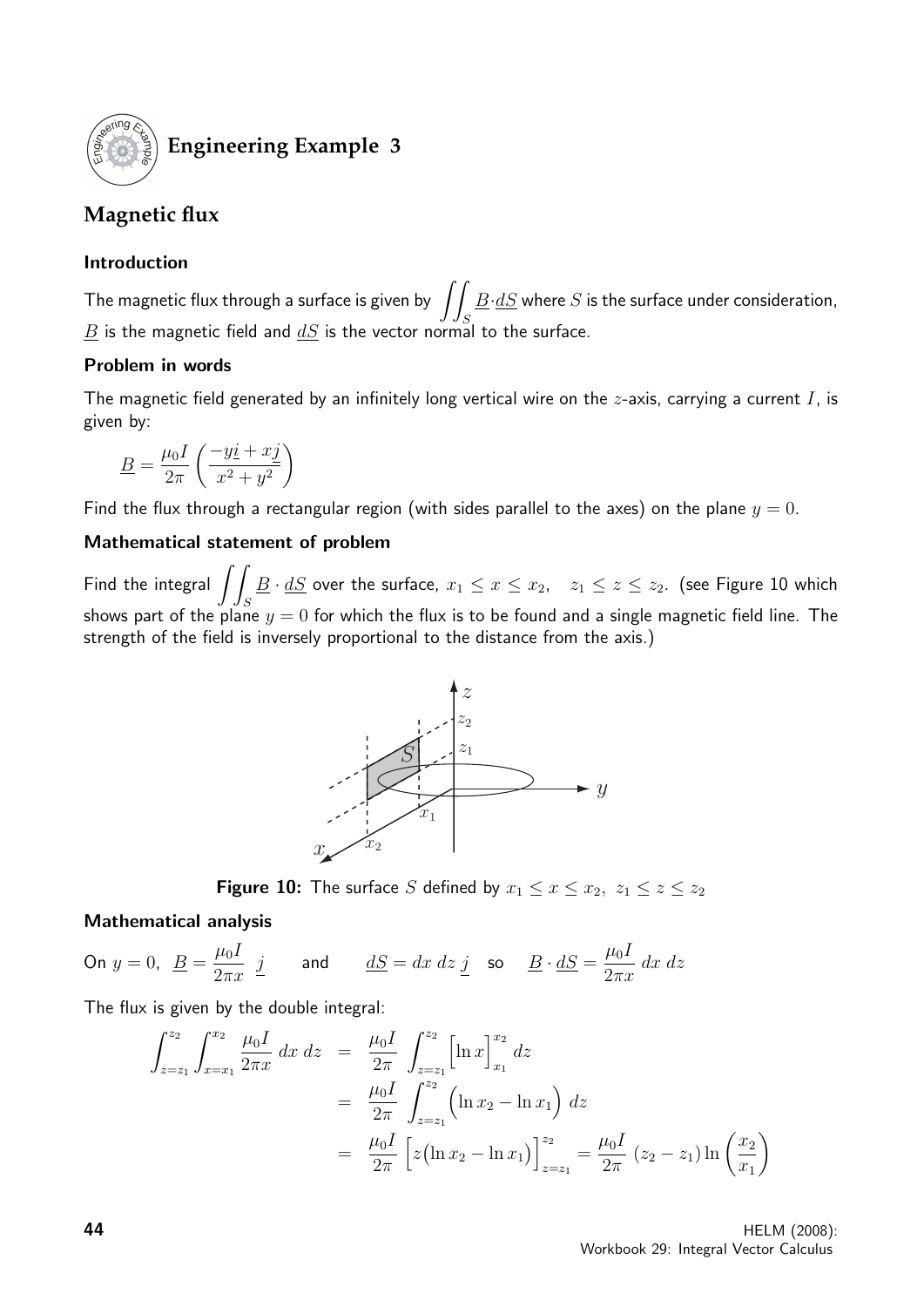## Engineering Example 3

### Magnetic flux

#### Introduction

The magnetic flux through a surface is given by $\displaystyle\iint_S \underline{B}\cdot\underline{dS}$ where $S$ is the surface under consideration, $\underline{B}$ is the magnetic field and $\underline{dS}$ is the vector normal to the surface.

#### Problem in words

The magnetic field generated by an infinitely long vertical wire on the $z$-axis, carrying a current $I$, is given by:

$$\underline{B} = \frac{\mu_0 I}{2\pi}\left(\frac{-y\underline{i} + x\underline{j}}{x^2+y^2}\right)$$

Find the flux through a rectangular region (with sides parallel to the axes) on the plane $y = 0$.

#### Mathematical statement of problem

Find the integral $\displaystyle\iint_S \underline{B}\cdot\underline{dS}$ over the surface, $x_1 \leq x \leq x_2, \quad z_1 \leq z \leq z_2$. (see Figure 10 which shows part of the plane $y = 0$ for which the flux is to be found and a single magnetic field line. The strength of the field is inversely proportional to the distance from the axis.)

**Figure 10:** The surface $S$ defined by $x_1 \leq x \leq x_2,\ z_1 \leq z \leq z_2$

#### Mathematical analysis

On $y = 0$, $\underline{B} = \dfrac{\mu_0 I}{2\pi x}\ \underline{j}$ and $\underline{dS} = dx\ dz\ \underline{j}$ so $\underline{B}\cdot\underline{dS} = \dfrac{\mu_0 I}{2\pi x}\ dx\ dz$

The flux is given by the double integral:

$$\begin{aligned}
\int_{z=z_1}^{z_2}\int_{x=x_1}^{x_2} \frac{\mu_0 I}{2\pi x}\ dx\ dz &= \frac{\mu_0 I}{2\pi}\int_{z=z_1}^{z_2}\Big[\ln x\Big]_{x_1}^{x_2} dz \\
&= \frac{\mu_0 I}{2\pi}\int_{z=z_1}^{z_2}\Big(\ln x_2 - \ln x_1\Big)\ dz \\
&= \frac{\mu_0 I}{2\pi}\Big[z\big(\ln x_2 - \ln x_1\big)\Big]_{z=z_1}^{z_2} = \frac{\mu_0 I}{2\pi}\ (z_2 - z_1)\ln\left(\frac{x_2}{x_1}\right)
\end{aligned}$$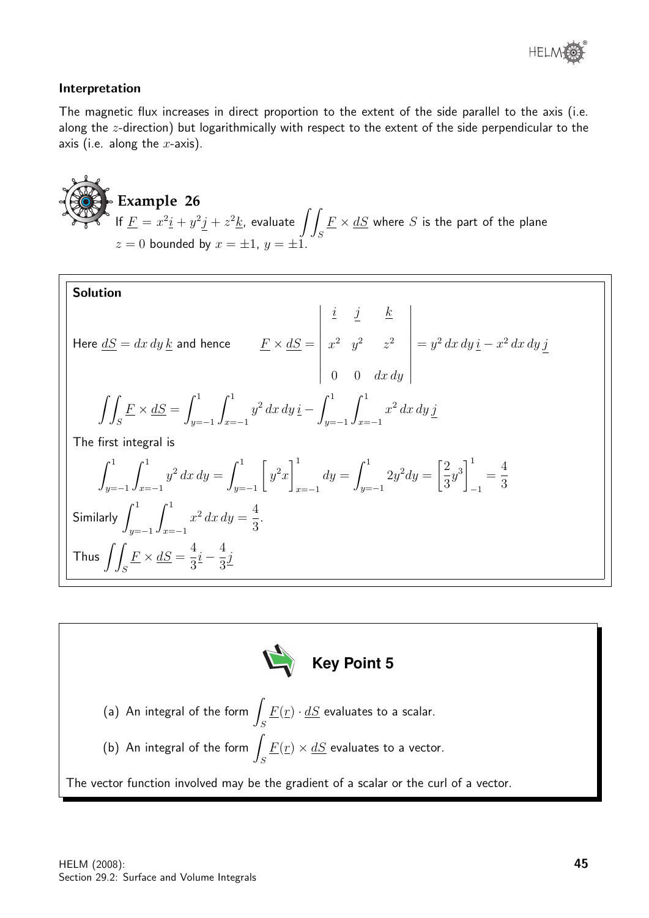### Interpretation

The magnetic flux increases in direct proportion to the extent of the side parallel to the axis (i.e. along the $z$-direction) but logarithmically with respect to the extent of the side perpendicular to the axis (i.e. along the $x$-axis).

## Example 26

If $\underline{F} = x^2\underline{i} + y^2\underline{j} + z^2\underline{k}$, evaluate $\displaystyle\iint_S \underline{F} \times \underline{dS}$ where $S$ is the part of the plane $z = 0$ bounded by $x = \pm 1$, $y = \pm 1$.

### Solution

Here $\underline{dS} = dx\,dy\,\underline{k}$ and hence
$$\underline{F} \times \underline{dS} = \begin{vmatrix} \underline{i} & \underline{j} & \underline{k} \\ x^2 & y^2 & z^2 \\ 0 & 0 & dx\,dy \end{vmatrix} = y^2\,dx\,dy\,\underline{i} - x^2\,dx\,dy\,\underline{j}$$

$$\iint_S \underline{F} \times \underline{dS} = \int_{y=-1}^{1}\int_{x=-1}^{1} y^2\,dx\,dy\,\underline{i} - \int_{y=-1}^{1}\int_{x=-1}^{1} x^2\,dx\,dy\,\underline{j}$$

The first integral is

$$\int_{y=-1}^{1}\int_{x=-1}^{1} y^2\,dx\,dy = \int_{y=-1}^{1}\left[y^2 x\right]_{x=-1}^{1} dy = \int_{y=-1}^{1} 2y^2 dy = \left[\frac{2}{3}y^3\right]_{-1}^{1} = \frac{4}{3}$$

Similarly $\displaystyle\int_{y=-1}^{1}\int_{x=-1}^{1} x^2\,dx\,dy = \frac{4}{3}$.

Thus $\displaystyle\iint_S \underline{F} \times \underline{dS} = \frac{4}{3}\underline{i} - \frac{4}{3}\underline{j}$

## Key Point 5

(a) An integral of the form $\displaystyle\int_S \underline{F}(\underline{r}) \cdot \underline{dS}$ evaluates to a scalar.

(b) An integral of the form $\displaystyle\int_S \underline{F}(\underline{r}) \times \underline{dS}$ evaluates to a vector.

The vector function involved may be the gradient of a scalar or the curl of a vector.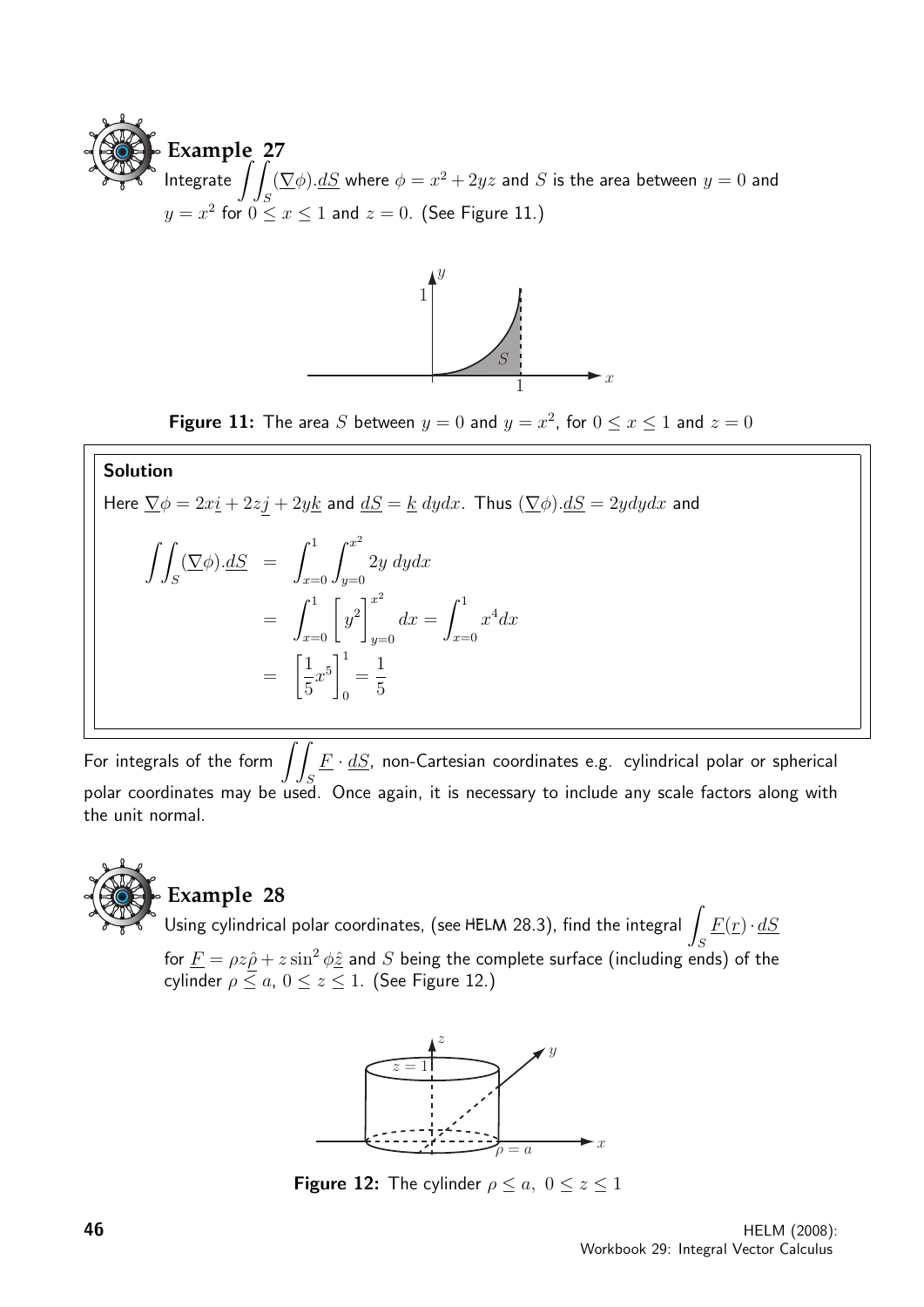**Example 27**

Integrate $\displaystyle\iint_S (\underline{\nabla}\phi).\underline{dS}$ where $\phi = x^2 + 2yz$ and $S$ is the area between $y = 0$ and $y = x^2$ for $0 \leq x \leq 1$ and $z = 0$. (See Figure 11.)

**Figure 11:** The area $S$ between $y = 0$ and $y = x^2$, for $0 \leq x \leq 1$ and $z = 0$

**Solution**

Here $\underline{\nabla}\phi = 2x\underline{i} + 2z\underline{j} + 2y\underline{k}$ and $\underline{dS} = \underline{k}\, dydx$. Thus $(\underline{\nabla}\phi).\underline{dS} = 2ydydx$ and

$$
\begin{aligned}
\iint_S (\underline{\nabla}\phi).\underline{dS} &= \int_{x=0}^{1}\int_{y=0}^{x^2} 2y\; dydx \\
&= \int_{x=0}^{1}\Big[y^2\Big]_{y=0}^{x^2} dx = \int_{x=0}^{1} x^4 dx \\
&= \left[\frac{1}{5}x^5\right]_0^1 = \frac{1}{5}
\end{aligned}
$$

For integrals of the form $\displaystyle\iint_S \underline{F}\cdot\underline{dS}$, non-Cartesian coordinates e.g. cylindrical polar or spherical polar coordinates may be used. Once again, it is necessary to include any scale factors along with the unit normal.

**Example 28**

Using cylindrical polar coordinates, (see HELM 28.3), find the integral $\displaystyle\int_S \underline{F}(\underline{r})\cdot\underline{dS}$ for $\underline{F} = \rho z\hat{\underline{\rho}} + z\sin^2\phi\hat{\underline{z}}$ and $S$ being the complete surface (including ends) of the cylinder $\rho \leq a$, $0 \leq z \leq 1$. (See Figure 12.)

**Figure 12:** The cylinder $\rho \leq a,\ 0 \leq z \leq 1$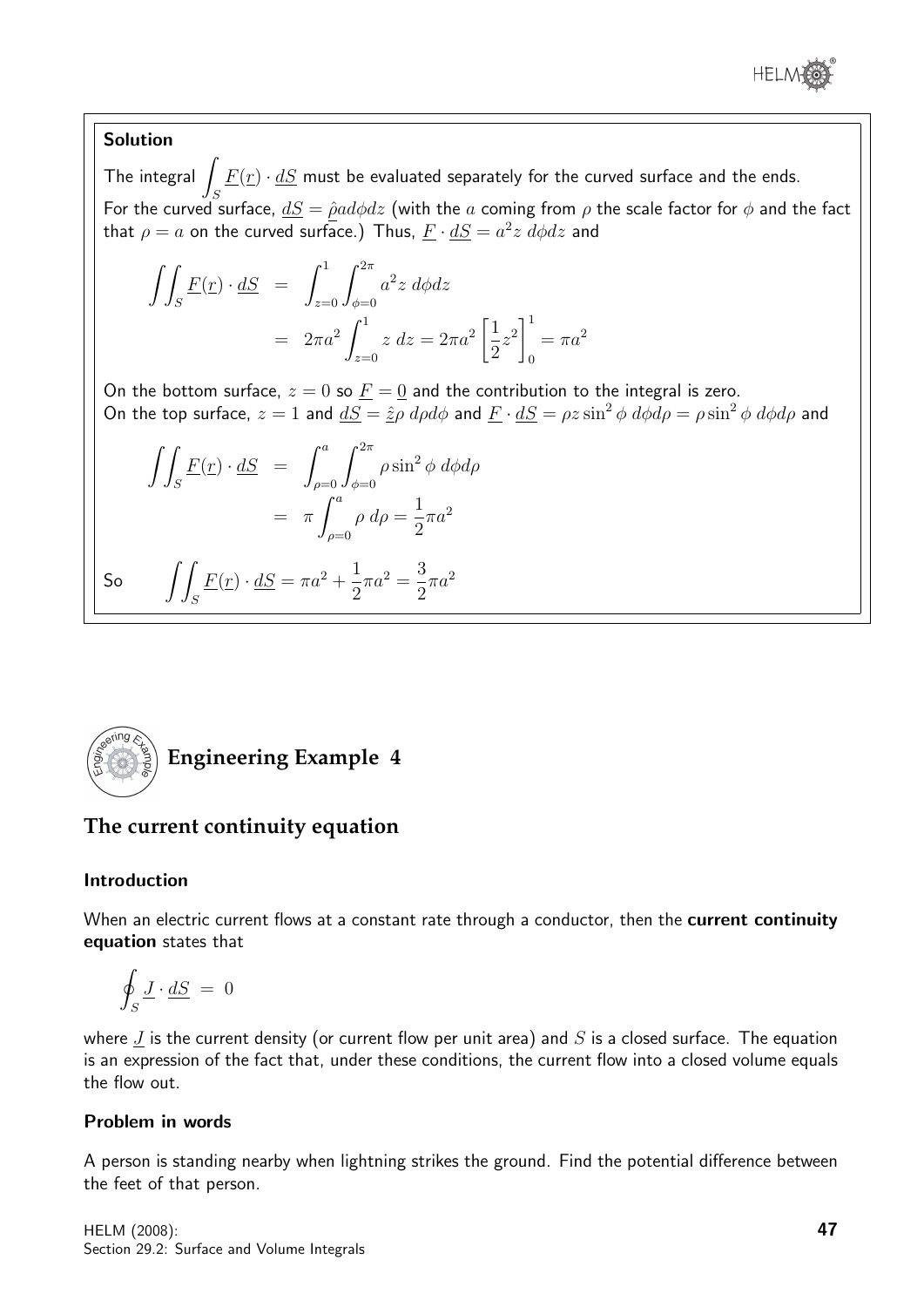**Solution**

The integral $\int_S \underline{F}(\underline{r}) \cdot \underline{dS}$ must be evaluated separately for the curved surface and the ends.

For the curved surface, $\underline{dS} = \hat{\rho} a d\phi dz$ (with the $a$ coming from $\rho$ the scale factor for $\phi$ and the fact that $\rho = a$ on the curved surface.) Thus, $\underline{F} \cdot \underline{dS} = a^2 z \; d\phi dz$ and

$$\begin{aligned} \iint_S \underline{F}(\underline{r}) \cdot \underline{dS} &= \int_{z=0}^{1} \int_{\phi=0}^{2\pi} a^2 z \; d\phi dz \\ &= 2\pi a^2 \int_{z=0}^{1} z \; dz = 2\pi a^2 \left[ \frac{1}{2} z^2 \right]_0^1 = \pi a^2 \end{aligned}$$

On the bottom surface, $z = 0$ so $\underline{F} = \underline{0}$ and the contribution to the integral is zero.

On the top surface, $z = 1$ and $\underline{dS} = \hat{z} \rho \; d\rho d\phi$ and $\underline{F} \cdot \underline{dS} = \rho z \sin^2 \phi \; d\phi d\rho = \rho \sin^2 \phi \; d\phi d\rho$ and

$$\begin{aligned} \iint_S \underline{F}(\underline{r}) \cdot \underline{dS} &= \int_{\rho=0}^{a} \int_{\phi=0}^{2\pi} \rho \sin^2 \phi \; d\phi d\rho \\ &= \pi \int_{\rho=0}^{a} \rho \; d\rho = \frac{1}{2} \pi a^2 \end{aligned}$$

So $\qquad \displaystyle \iint_S \underline{F}(\underline{r}) \cdot \underline{dS} = \pi a^2 + \frac{1}{2} \pi a^2 = \frac{3}{2} \pi a^2$

## Engineering Example 4

## The current continuity equation

### Introduction

When an electric current flows at a constant rate through a conductor, then the **current continuity equation** states that

$$\oint_S \underline{J} \cdot \underline{dS} \; = \; 0$$

where $\underline{J}$ is the current density (or current flow per unit area) and $S$ is a closed surface. The equation is an expression of the fact that, under these conditions, the current flow into a closed volume equals the flow out.

### Problem in words

A person is standing nearby when lightning strikes the ground. Find the potential difference between the feet of that person.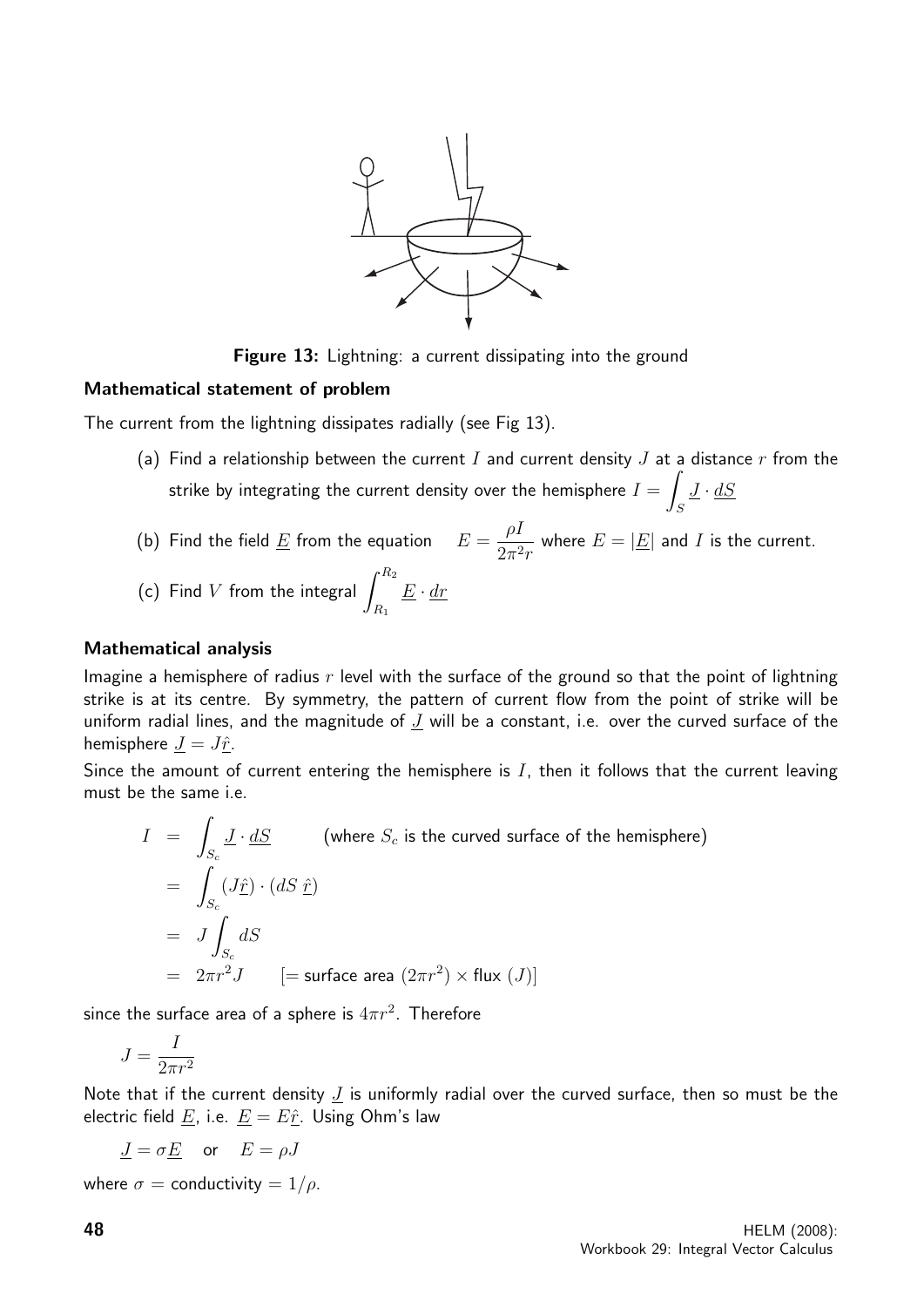Figure 13: Lightning: a current dissipating into the ground

### Mathematical statement of problem

The current from the lightning dissipates radially (see Fig 13).

(a) Find a relationship between the current $I$ and current density $J$ at a distance $r$ from the strike by integrating the current density over the hemisphere $I = \displaystyle\int_S \underline{J} \cdot \underline{dS}$

(b) Find the field $\underline{E}$ from the equation $\quad E = \dfrac{\rho I}{2\pi^2 r}$ where $E = |\underline{E}|$ and $I$ is the current.

(c) Find $V$ from the integral $\displaystyle\int_{R_1}^{R_2} \underline{E} \cdot \underline{dr}$

### Mathematical analysis

Imagine a hemisphere of radius $r$ level with the surface of the ground so that the point of lightning strike is at its centre. By symmetry, the pattern of current flow from the point of strike will be uniform radial lines, and the magnitude of $\underline{J}$ will be a constant, i.e. over the curved surface of the hemisphere $\underline{J} = J\hat{\underline{r}}$.

Since the amount of current entering the hemisphere is $I$, then it follows that the current leaving must be the same i.e.

$$
\begin{aligned}
I &= \int_{S_c} \underline{J} \cdot \underline{dS} \qquad \text{(where } S_c \text{ is the curved surface of the hemisphere)} \\
&= \int_{S_c} (J\hat{\underline{r}}) \cdot (dS\ \hat{\underline{r}}) \\
&= J \int_{S_c} dS \\
&= 2\pi r^2 J \qquad [= \text{surface area } (2\pi r^2) \times \text{flux } (J)]
\end{aligned}
$$

since the surface area of a sphere is $4\pi r^2$. Therefore

$$J = \frac{I}{2\pi r^2}$$

Note that if the current density $\underline{J}$ is uniformly radial over the curved surface, then so must be the electric field $\underline{E}$, i.e. $\underline{E} = E\hat{\underline{r}}$. Using Ohm's law

$$\underline{J} = \sigma \underline{E} \quad \text{or} \quad E = \rho J$$

where $\sigma$ = conductivity $= 1/\rho$.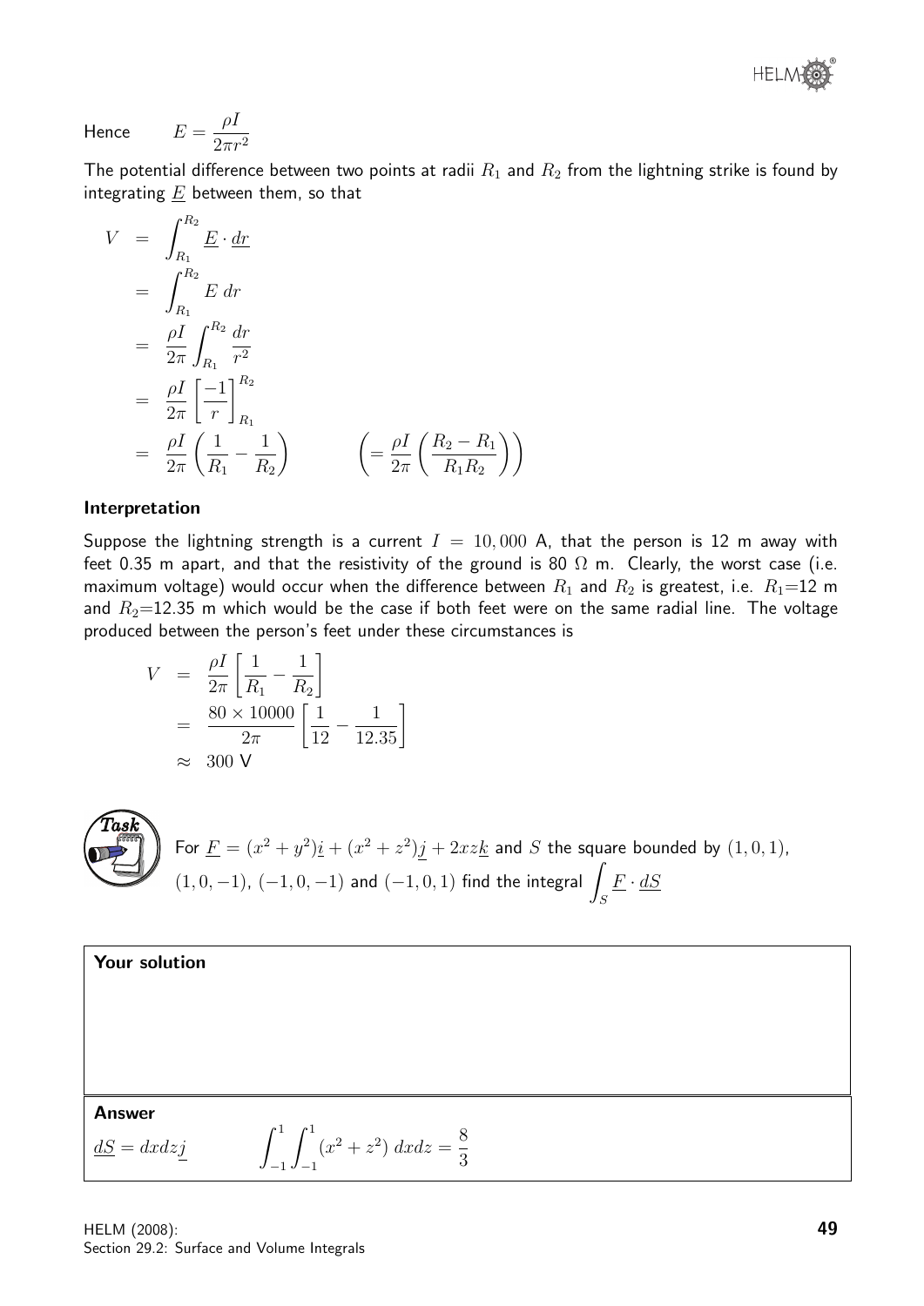Hence $\quad E = \dfrac{\rho I}{2\pi r^2}$

The potential difference between two points at radii $R_1$ and $R_2$ from the lightning strike is found by integrating $\underline{E}$ between them, so that

$$
\begin{aligned}
V &= \int_{R_1}^{R_2} \underline{E} \cdot \underline{dr} \\
&= \int_{R_1}^{R_2} E \, dr \\
&= \frac{\rho I}{2\pi} \int_{R_1}^{R_2} \frac{dr}{r^2} \\
&= \frac{\rho I}{2\pi} \left[ \frac{-1}{r} \right]_{R_1}^{R_2} \\
&= \frac{\rho I}{2\pi} \left( \frac{1}{R_1} - \frac{1}{R_2} \right) \qquad \left( = \frac{\rho I}{2\pi} \left( \frac{R_2 - R_1}{R_1 R_2} \right) \right)
\end{aligned}
$$

**Interpretation**

Suppose the lightning strength is a current $I = 10,000$ A, that the person is 12 m away with feet 0.35 m apart, and that the resistivity of the ground is 80 $\Omega$ m. Clearly, the worst case (i.e. maximum voltage) would occur when the difference between $R_1$ and $R_2$ is greatest, i.e. $R_1$=12 m and $R_2$=12.35 m which would be the case if both feet were on the same radial line. The voltage produced between the person's feet under these circumstances is

$$
\begin{aligned}
V &= \frac{\rho I}{2\pi} \left[ \frac{1}{R_1} - \frac{1}{R_2} \right] \\
&= \frac{80 \times 10000}{2\pi} \left[ \frac{1}{12} - \frac{1}{12.35} \right] \\
&\approx 300 \text{ V}
\end{aligned}
$$

**Task**

For $\underline{F} = (x^2 + y^2)\underline{i} + (x^2 + z^2)\underline{j} + 2xz\underline{k}$ and $S$ the square bounded by $(1, 0, 1)$, $(1, 0, -1)$, $(-1, 0, -1)$ and $(-1, 0, 1)$ find the integral $\displaystyle\int_S \underline{F} \cdot \underline{dS}$

**Your solution**

**Answer**

$\underline{dS} = dxdz\underline{j} \qquad \displaystyle\int_{-1}^{1}\int_{-1}^{1} (x^2 + z^2) \, dxdz = \frac{8}{3}$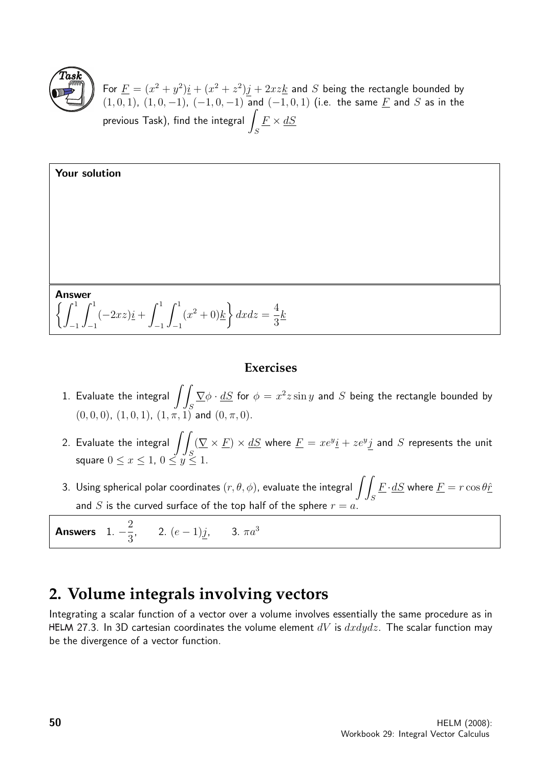**Task**

For $\underline{F} = (x^2 + y^2)\underline{i} + (x^2 + z^2)\underline{j} + 2xz\underline{k}$ and $S$ being the rectangle bounded by $(1, 0, 1)$, $(1, 0, -1)$, $(-1, 0, -1)$ and $(-1, 0, 1)$ (i.e. the same $\underline{F}$ and $S$ as in the previous Task), find the integral $\displaystyle\int_S \underline{F} \times \underline{dS}$

**Your solution**

**Answer**

$$\left\{ \int_{-1}^{1} \int_{-1}^{1} (-2xz)\underline{i} + \int_{-1}^{1} \int_{-1}^{1} (x^2 + 0)\underline{k} \right\} dxdz = \frac{4}{3}\underline{k}$$

### Exercises

1. Evaluate the integral $\displaystyle\iint_S \underline{\nabla}\phi \cdot \underline{dS}$ for $\phi = x^2 z \sin y$ and $S$ being the rectangle bounded by $(0, 0, 0)$, $(1, 0, 1)$, $(1, \pi, 1)$ and $(0, \pi, 0)$.

2. Evaluate the integral $\displaystyle\iint_S (\underline{\nabla} \times \underline{F}) \times \underline{dS}$ where $\underline{F} = xe^y\underline{i} + ze^y\underline{j}$ and $S$ represents the unit square $0 \leq x \leq 1$, $0 \leq y \leq 1$.

3. Using spherical polar coordinates $(r, \theta, \phi)$, evaluate the integral $\displaystyle\iint_S \underline{F} \cdot \underline{dS}$ where $\underline{F} = r\cos\theta\hat{\underline{r}}$ and $S$ is the curved surface of the top half of the sphere $r = a$.

**Answers** 1. $-\dfrac{2}{3}$, 2. $(e-1)\underline{j}$, 3. $\pi a^3$

## 2. Volume integrals involving vectors

Integrating a scalar function of a vector over a volume involves essentially the same procedure as in HELM 27.3. In 3D cartesian coordinates the volume element $dV$ is $dxdydz$. The scalar function may be the divergence of a vector function.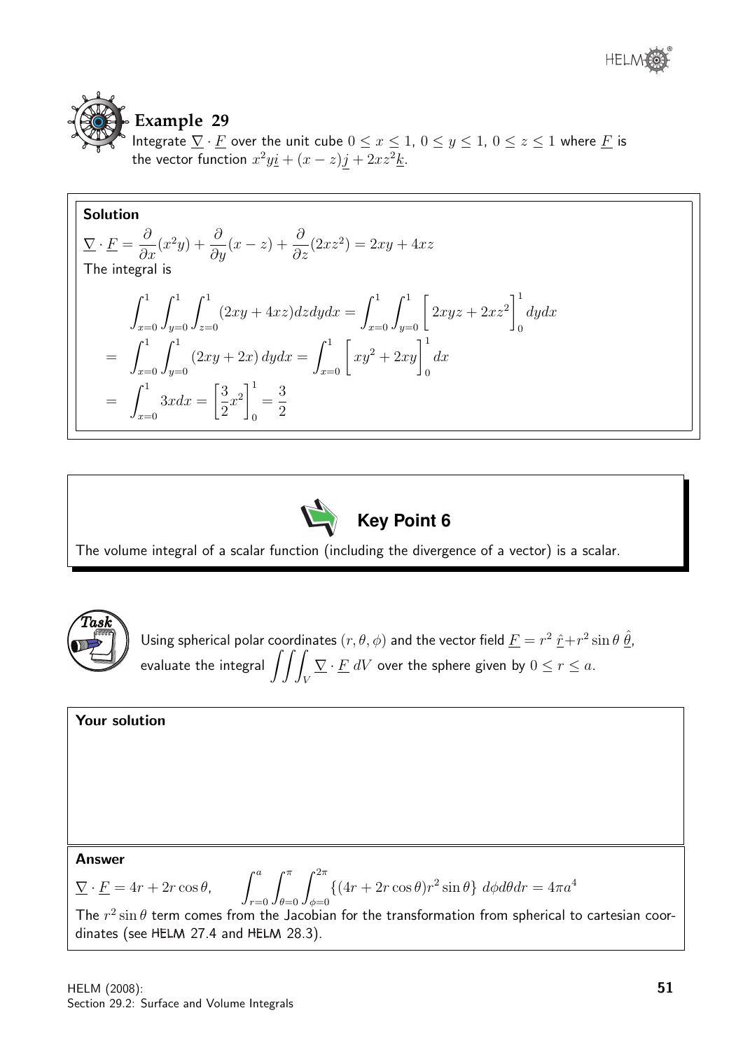## Example 29

Integrate $\underline{\nabla} \cdot \underline{F}$ over the unit cube $0 \leq x \leq 1$, $0 \leq y \leq 1$, $0 \leq z \leq 1$ where $\underline{F}$ is the vector function $x^2y\underline{i} + (x - z)\underline{j} + 2xz^2\underline{k}$.

**Solution**

$$\underline{\nabla} \cdot \underline{F} = \frac{\partial}{\partial x}(x^2y) + \frac{\partial}{\partial y}(x - z) + \frac{\partial}{\partial z}(2xz^2) = 2xy + 4xz$$

The integral is

$$\int_{x=0}^{1}\int_{y=0}^{1}\int_{z=0}^{1}(2xy + 4xz)dzdydx = \int_{x=0}^{1}\int_{y=0}^{1}\left[2xyz + 2xz^2\right]_0^1 dydx$$

$$= \int_{x=0}^{1}\int_{y=0}^{1}(2xy + 2x)\,dydx = \int_{x=0}^{1}\left[xy^2 + 2xy\right]_0^1 dx$$

$$= \int_{x=0}^{1} 3xdx = \left[\frac{3}{2}x^2\right]_0^1 = \frac{3}{2}$$

**Key Point 6**

The volume integral of a scalar function (including the divergence of a vector) is a scalar.

**Task**

Using spherical polar coordinates $(r, \theta, \phi)$ and the vector field $\underline{F} = r^2\,\hat{\underline{r}} + r^2 \sin\theta\,\hat{\underline{\theta}}$, evaluate the integral $\iiint_V \underline{\nabla} \cdot \underline{F}\, dV$ over the sphere given by $0 \leq r \leq a$.

**Your solution**

**Answer**

$\underline{\nabla} \cdot \underline{F} = 4r + 2r\cos\theta, \qquad \displaystyle\int_{r=0}^{a}\int_{\theta=0}^{\pi}\int_{\phi=0}^{2\pi}\{(4r + 2r\cos\theta)r^2\sin\theta\}\; d\phi d\theta dr = 4\pi a^4$

The $r^2\sin\theta$ term comes from the Jacobian for the transformation from spherical to cartesian coordinates (see HELM 27.4 and HELM 28.3).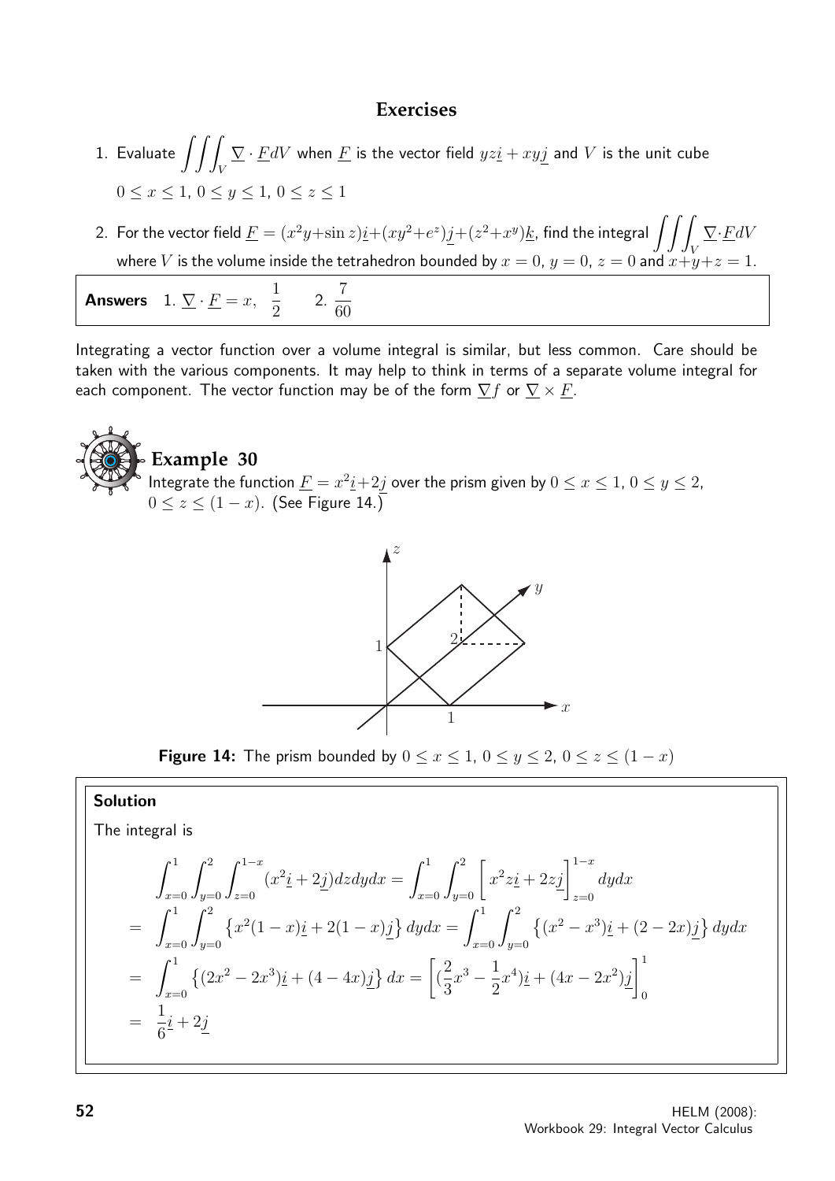## Exercises

1. Evaluate $\iiint_V \underline{\nabla} \cdot \underline{F} dV$ when $\underline{F}$ is the vector field $yz\underline{i} + xy\underline{j}$ and $V$ is the unit cube $0 \leq x \leq 1$, $0 \leq y \leq 1$, $0 \leq z \leq 1$

2. For the vector field $\underline{F} = (x^2y+\sin z)\underline{i}+(xy^2+e^z)\underline{j}+(z^2+x^y)\underline{k}$, find the integral $\iiint_V \underline{\nabla}\cdot\underline{F}dV$ where $V$ is the volume inside the tetrahedron bounded by $x = 0$, $y = 0$, $z = 0$ and $x+y+z = 1$.

**Answers** 1. $\underline{\nabla} \cdot \underline{F} = x$, $\frac{1}{2}$ 2. $\frac{7}{60}$

Integrating a vector function over a volume integral is similar, but less common. Care should be taken with the various components. It may help to think in terms of a separate volume integral for each component. The vector function may be of the form $\underline{\nabla} f$ or $\underline{\nabla} \times \underline{F}$.

### Example 30

Integrate the function $\underline{F} = x^2\underline{i}+2\underline{j}$ over the prism given by $0 \leq x \leq 1$, $0 \leq y \leq 2$, $0 \leq z \leq (1-x)$. (See Figure 14.)

**Figure 14:** The prism bounded by $0 \leq x \leq 1$, $0 \leq y \leq 2$, $0 \leq z \leq (1-x)$

**Solution**

The integral is

$$\int_{x=0}^{1}\int_{y=0}^{2}\int_{z=0}^{1-x}(x^2\underline{i}+2\underline{j})dzdydx = \int_{x=0}^{1}\int_{y=0}^{2}\left[x^2z\underline{i}+2z\underline{j}\right]_{z=0}^{1-x}dydx$$

$$= \int_{x=0}^{1}\int_{y=0}^{2}\left\{x^2(1-x)\underline{i}+2(1-x)\underline{j}\right\}dydx = \int_{x=0}^{1}\int_{y=0}^{2}\left\{(x^2-x^3)\underline{i}+(2-2x)\underline{j}\right\}dydx$$

$$= \int_{x=0}^{1}\left\{(2x^2-2x^3)\underline{i}+(4-4x)\underline{j}\right\}dx = \left[(\frac{2}{3}x^3-\frac{1}{2}x^4)\underline{i}+(4x-2x^2)\underline{j}\right]_0^1$$

$$= \frac{1}{6}\underline{i}+2\underline{j}$$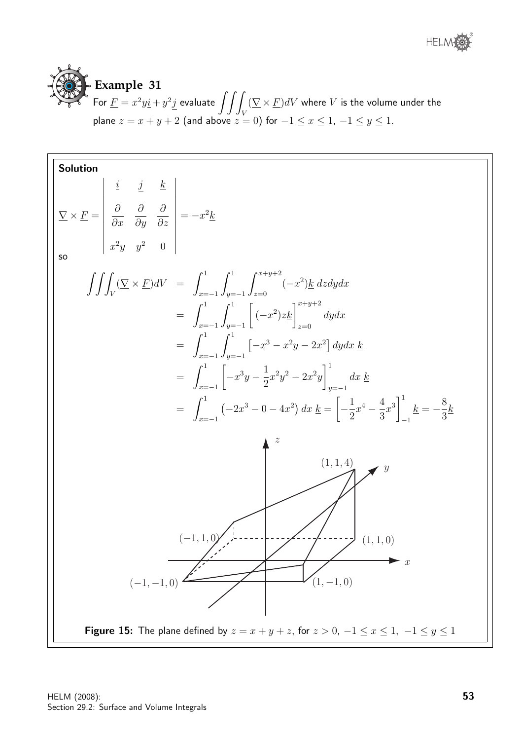## Example 31

For $\underline{F} = x^2y\underline{i} + y^2\underline{j}$ evaluate $\iiint_V (\underline{\nabla} \times \underline{F}) dV$ where $V$ is the volume under the plane $z = x + y + 2$ (and above $z = 0$) for $-1 \leq x \leq 1$, $-1 \leq y \leq 1$.

**Solution**

$$\underline{\nabla} \times \underline{F} = \begin{vmatrix} \underline{i} & \underline{j} & \underline{k} \\ \dfrac{\partial}{\partial x} & \dfrac{\partial}{\partial y} & \dfrac{\partial}{\partial z} \\ x^2y & y^2 & 0 \end{vmatrix} = -x^2\underline{k}$$

so

$$\begin{aligned}
\iiint_V (\underline{\nabla} \times \underline{F}) dV &= \int_{x=-1}^{1} \int_{y=-1}^{1} \int_{z=0}^{x+y+2} (-x^2)\underline{k} \, dz dy dx \\
&= \int_{x=-1}^{1} \int_{y=-1}^{1} \left[ (-x^2) z \underline{k} \right]_{z=0}^{x+y+2} dy dx \\
&= \int_{x=-1}^{1} \int_{y=-1}^{1} \left[ -x^3 - x^2 y - 2x^2 \right] dy dx \, \underline{k} \\
&= \int_{x=-1}^{1} \left[ -x^3 y - \frac{1}{2} x^2 y^2 - 2x^2 y \right]_{y=-1}^{1} dx \, \underline{k} \\
&= \int_{x=-1}^{1} \left( -2x^3 - 0 - 4x^2 \right) dx \, \underline{k} = \left[ -\frac{1}{2} x^4 - \frac{4}{3} x^3 \right]_{-1}^{1} \underline{k} = -\frac{8}{3} \underline{k}
\end{aligned}$$

**Figure 15:** The plane defined by $z = x + y + z$, for $z > 0$, $-1 \leq x \leq 1$, $-1 \leq y \leq 1$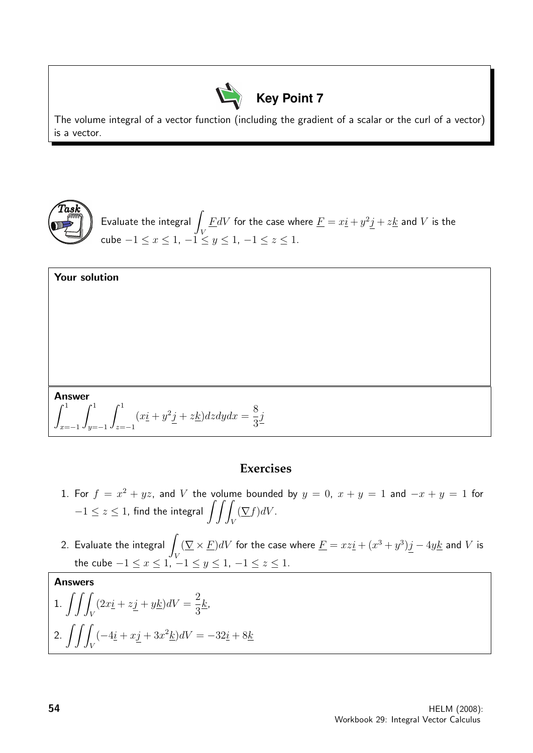**Key Point 7**

The volume integral of a vector function (including the gradient of a scalar or the curl of a vector) is a vector.

**Task**

Evaluate the integral $\int_V \underline{F} dV$ for the case where $\underline{F} = x\underline{i} + y^2\underline{j} + z\underline{k}$ and $V$ is the cube $-1 \le x \le 1$, $-1 \le y \le 1$, $-1 \le z \le 1$.

**Your solution**

**Answer**

$$\int_{x=-1}^{1}\int_{y=-1}^{1}\int_{z=-1}^{1} (x\underline{i} + y^2\underline{j} + z\underline{k}) dz dy dx = \frac{8}{3}\underline{j}$$

## Exercises

1. For $f = x^2 + yz$, and $V$ the volume bounded by $y = 0$, $x + y = 1$ and $-x + y = 1$ for $-1 \le z \le 1$, find the integral $\iiint_V (\underline{\nabla} f) dV$.

2. Evaluate the integral $\int_V (\underline{\nabla} \times \underline{F}) dV$ for the case where $\underline{F} = xz\underline{i} + (x^3 + y^3)\underline{j} - 4y\underline{k}$ and $V$ is the cube $-1 \le x \le 1$, $-1 \le y \le 1$, $-1 \le z \le 1$.

**Answers**

1. $\iiint_V (2x\underline{i} + z\underline{j} + y\underline{k}) dV = \frac{2}{3}\underline{k}$,

2. $\iiint_V (-4\underline{i} + x\underline{j} + 3x^2\underline{k}) dV = -32\underline{i} + 8\underline{k}$